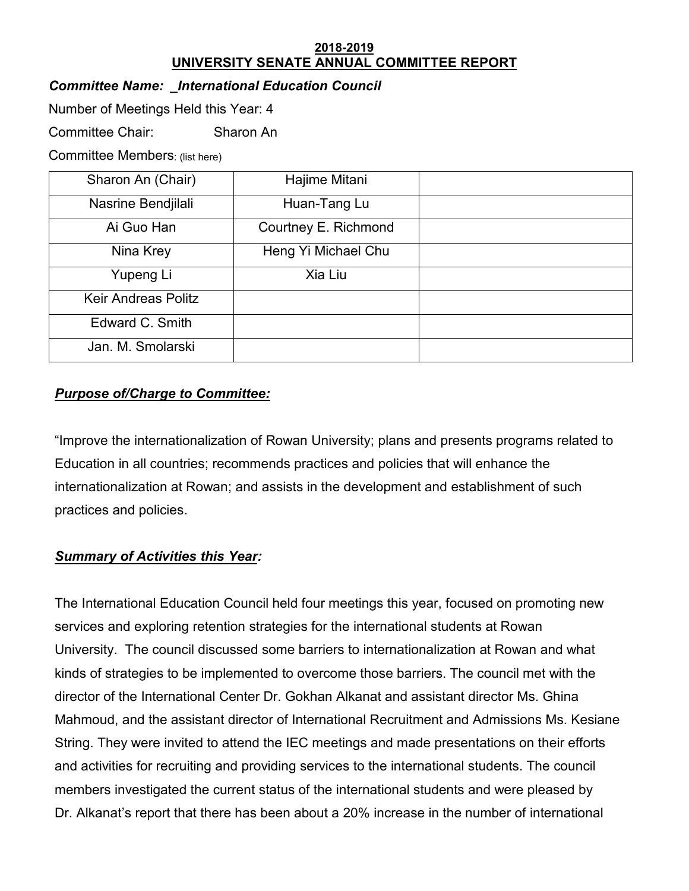**2018-2019**
**UNIVERSITY SENATE ANNUAL COMMITTEE REPORT**

***Committee Name: _International Education Council***

Number of Meetings Held this Year: 4

Committee Chair: Sharon An

Committee Members: (list here)

| | | |
|---|---|---|
| Sharon An (Chair) | Hajime Mitani | |
| Nasrine Bendjilali | Huan-Tang Lu | |
| Ai Guo Han | Courtney E. Richmond | |
| Nina Krey | Heng Yi Michael Chu | |
| Yupeng Li | Xia Liu | |
| Keir Andreas Politz | | |
| Edward C. Smith | | |
| Jan. M. Smolarski | | |

***Purpose of/Charge to Committee:***

"Improve the internationalization of Rowan University; plans and presents programs related to Education in all countries; recommends practices and policies that will enhance the internationalization at Rowan; and assists in the development and establishment of such practices and policies.

***Summary of Activities this Year:***

The International Education Council held four meetings this year, focused on promoting new services and exploring retention strategies for the international students at Rowan University. The council discussed some barriers to internationalization at Rowan and what kinds of strategies to be implemented to overcome those barriers. The council met with the director of the International Center Dr. Gokhan Alkanat and assistant director Ms. Ghina Mahmoud, and the assistant director of International Recruitment and Admissions Ms. Kesiane String. They were invited to attend the IEC meetings and made presentations on their efforts and activities for recruiting and providing services to the international students. The council members investigated the current status of the international students and were pleased by Dr. Alkanat's report that there has been about a 20% increase in the number of international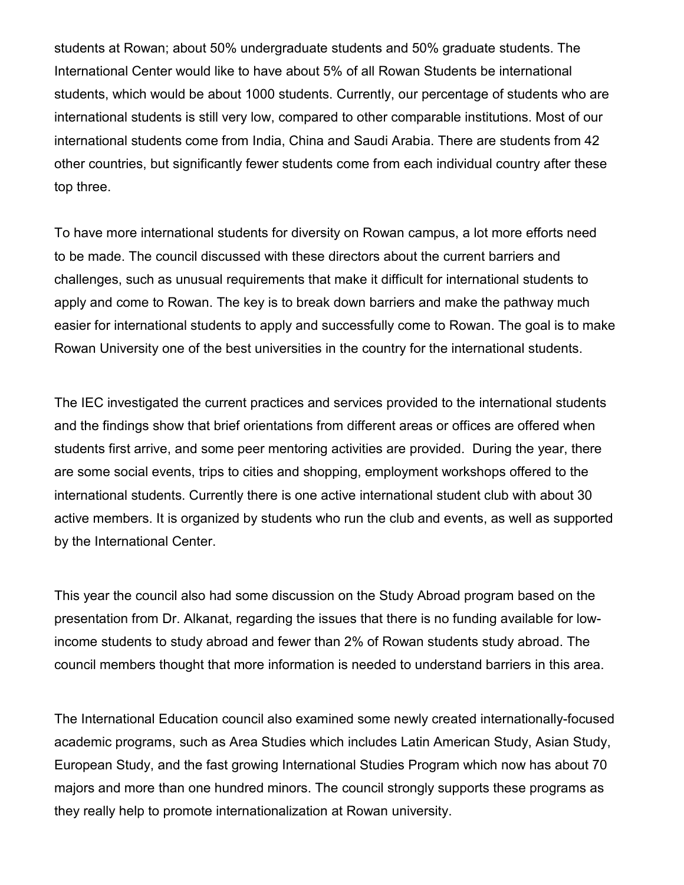students at Rowan; about 50% undergraduate students and 50% graduate students. The International Center would like to have about 5% of all Rowan Students be international students, which would be about 1000 students. Currently, our percentage of students who are international students is still very low, compared to other comparable institutions. Most of our international students come from India, China and Saudi Arabia. There are students from 42 other countries, but significantly fewer students come from each individual country after these top three.

To have more international students for diversity on Rowan campus, a lot more efforts need to be made. The council discussed with these directors about the current barriers and challenges, such as unusual requirements that make it difficult for international students to apply and come to Rowan. The key is to break down barriers and make the pathway much easier for international students to apply and successfully come to Rowan. The goal is to make Rowan University one of the best universities in the country for the international students.

The IEC investigated the current practices and services provided to the international students and the findings show that brief orientations from different areas or offices are offered when students first arrive, and some peer mentoring activities are provided. During the year, there are some social events, trips to cities and shopping, employment workshops offered to the international students. Currently there is one active international student club with about 30 active members. It is organized by students who run the club and events, as well as supported by the International Center.

This year the council also had some discussion on the Study Abroad program based on the presentation from Dr. Alkanat, regarding the issues that there is no funding available for low-income students to study abroad and fewer than 2% of Rowan students study abroad. The council members thought that more information is needed to understand barriers in this area.

The International Education council also examined some newly created internationally-focused academic programs, such as Area Studies which includes Latin American Study, Asian Study, European Study, and the fast growing International Studies Program which now has about 70 majors and more than one hundred minors. The council strongly supports these programs as they really help to promote internationalization at Rowan university.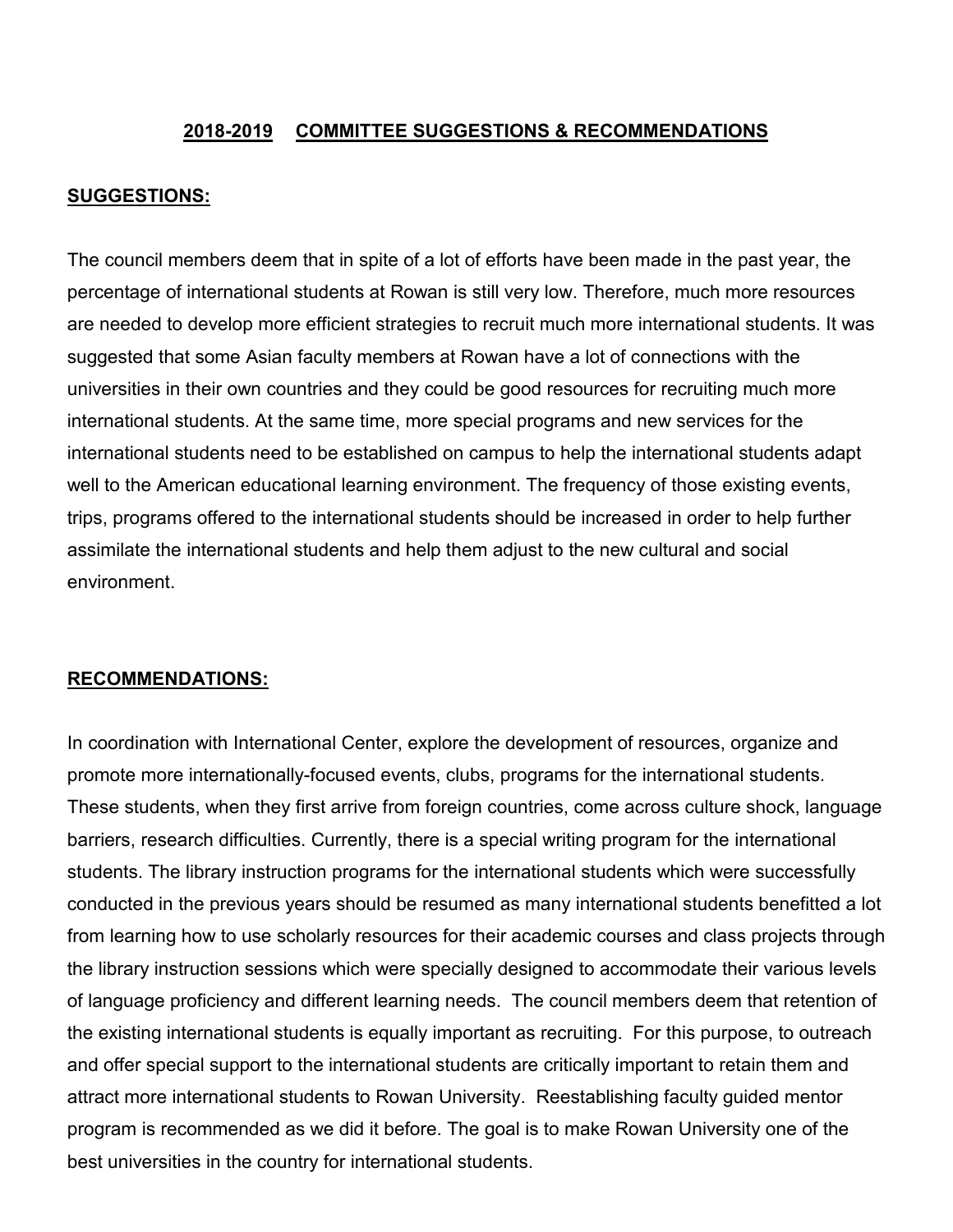## **2018-2019 COMMITTEE SUGGESTIONS & RECOMMENDATIONS**

### **SUGGESTIONS:**

The council members deem that in spite of a lot of efforts have been made in the past year, the percentage of international students at Rowan is still very low. Therefore, much more resources are needed to develop more efficient strategies to recruit much more international students. It was suggested that some Asian faculty members at Rowan have a lot of connections with the universities in their own countries and they could be good resources for recruiting much more international students. At the same time, more special programs and new services for the international students need to be established on campus to help the international students adapt well to the American educational learning environment. The frequency of those existing events, trips, programs offered to the international students should be increased in order to help further assimilate the international students and help them adjust to the new cultural and social environment.

### **RECOMMENDATIONS:**

In coordination with International Center, explore the development of resources, organize and promote more internationally-focused events, clubs, programs for the international students. These students, when they first arrive from foreign countries, come across culture shock, language barriers, research difficulties. Currently, there is a special writing program for the international students. The library instruction programs for the international students which were successfully conducted in the previous years should be resumed as many international students benefitted a lot from learning how to use scholarly resources for their academic courses and class projects through the library instruction sessions which were specially designed to accommodate their various levels of language proficiency and different learning needs. The council members deem that retention of the existing international students is equally important as recruiting. For this purpose, to outreach and offer special support to the international students are critically important to retain them and attract more international students to Rowan University. Reestablishing faculty guided mentor program is recommended as we did it before. The goal is to make Rowan University one of the best universities in the country for international students.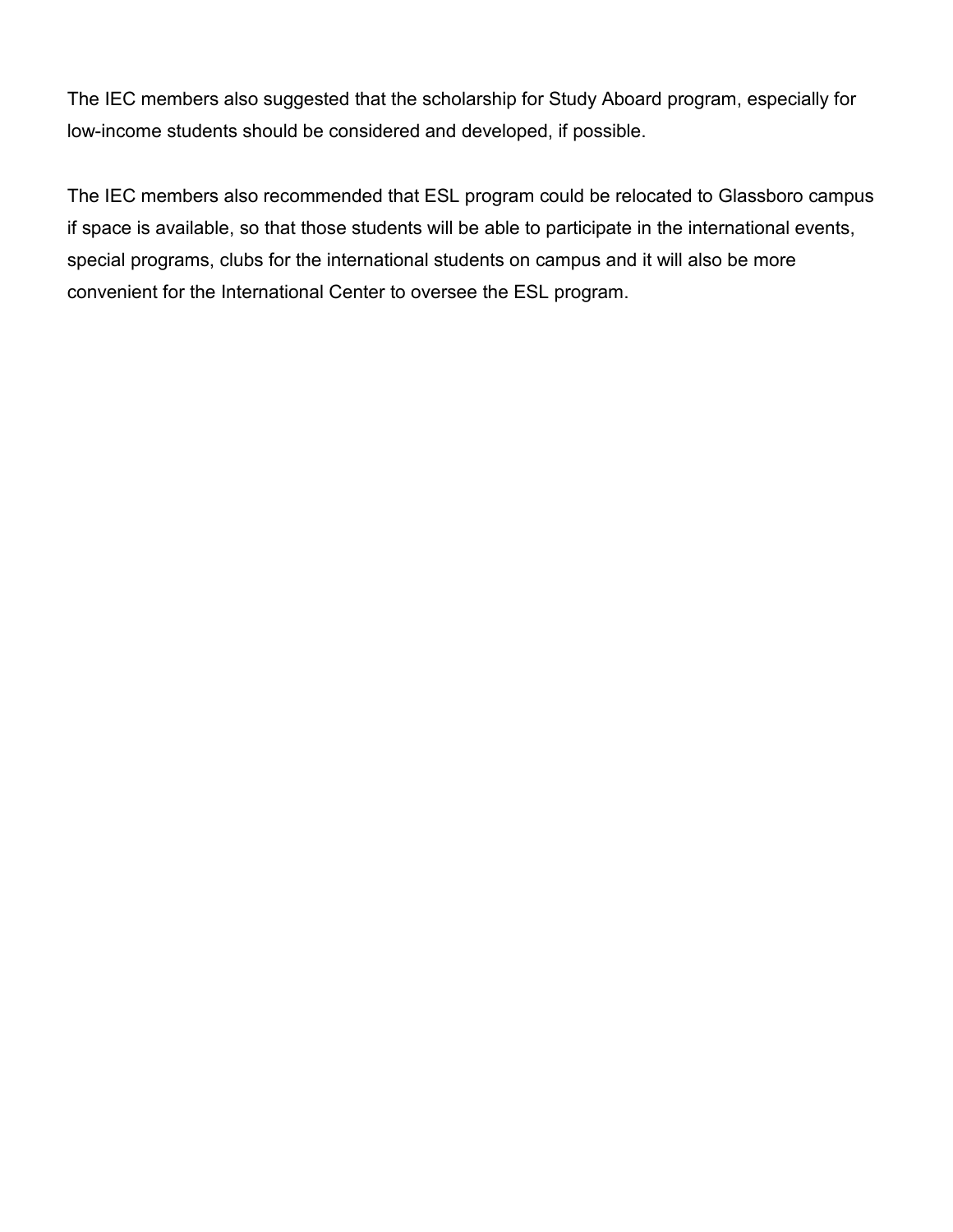The IEC members also suggested that the scholarship for Study Aboard program, especially for low-income students should be considered and developed, if possible.

The IEC members also recommended that ESL program could be relocated to Glassboro campus if space is available, so that those students will be able to participate in the international events, special programs, clubs for the international students on campus and it will also be more convenient for the International Center to oversee the ESL program.